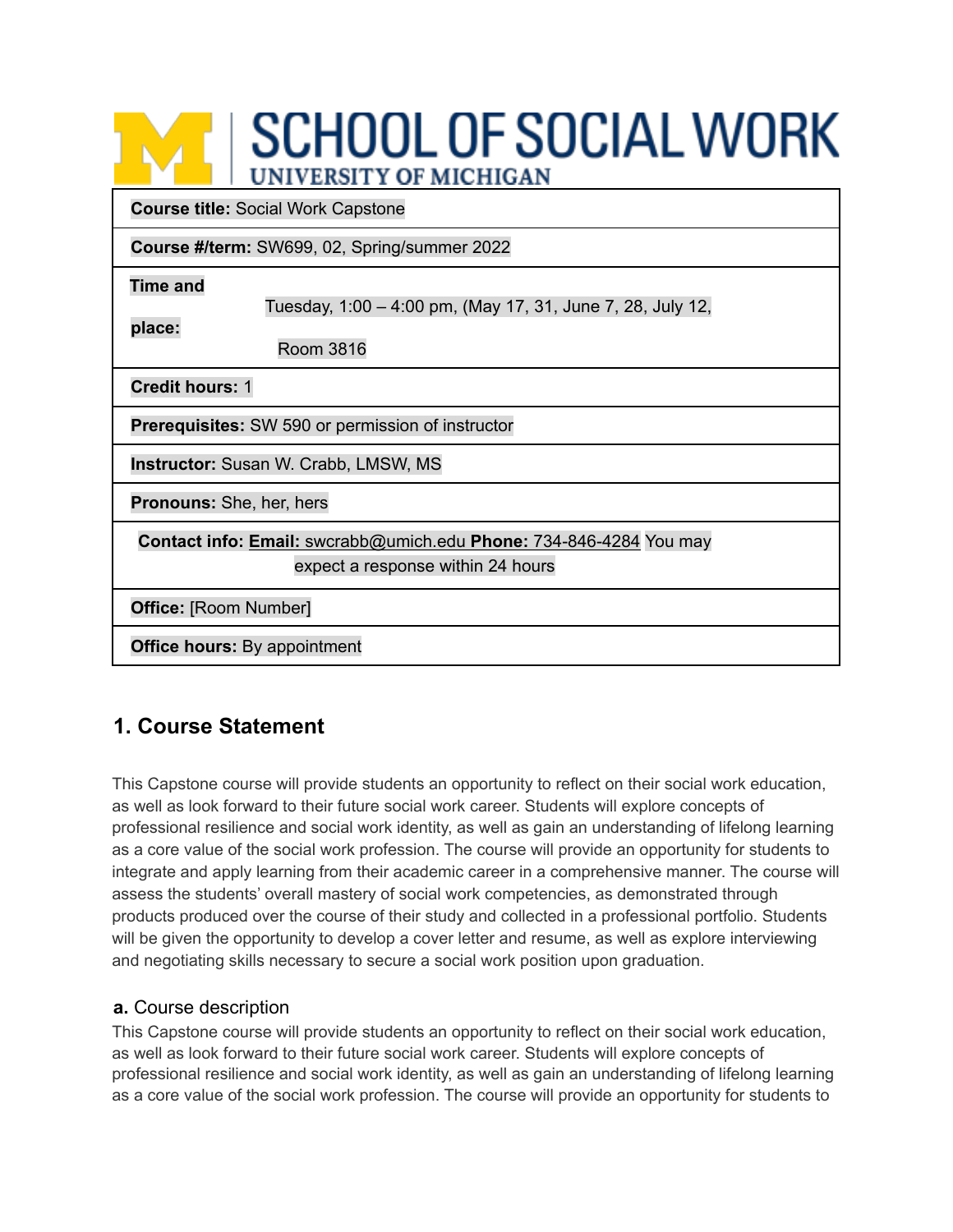# SCHOOL OF SOCIAL WORK
UNIVERSITY OF MICHIGAN

| **Course title:** Social Work Capstone |
|---|
| **Course #/term:** SW699, 02, Spring/summer 2022 |
| **Time and place:** Tuesday, 1:00 – 4:00 pm, (May 17, 31, June 7, 28, July 12, Room 3816 |
| **Credit hours:** 1 |
| **Prerequisites:** SW 590 or permission of instructor |
| **Instructor:** Susan W. Crabb, LMSW, MS |
| **Pronouns:** She, her, hers |
| **Contact info: Email:** swcrabb@umich.edu **Phone:** 734-846-4284 You may expect a response within 24 hours |
| **Office:** [Room Number] |
| **Office hours:** By appointment |

## 1. Course Statement

This Capstone course will provide students an opportunity to reflect on their social work education, as well as look forward to their future social work career. Students will explore concepts of professional resilience and social work identity, as well as gain an understanding of lifelong learning as a core value of the social work profession. The course will provide an opportunity for students to integrate and apply learning from their academic career in a comprehensive manner. The course will assess the students' overall mastery of social work competencies, as demonstrated through products produced over the course of their study and collected in a professional portfolio. Students will be given the opportunity to develop a cover letter and resume, as well as explore interviewing and negotiating skills necessary to secure a social work position upon graduation.

### a. Course description

This Capstone course will provide students an opportunity to reflect on their social work education, as well as look forward to their future social work career. Students will explore concepts of professional resilience and social work identity, as well as gain an understanding of lifelong learning as a core value of the social work profession. The course will provide an opportunity for students to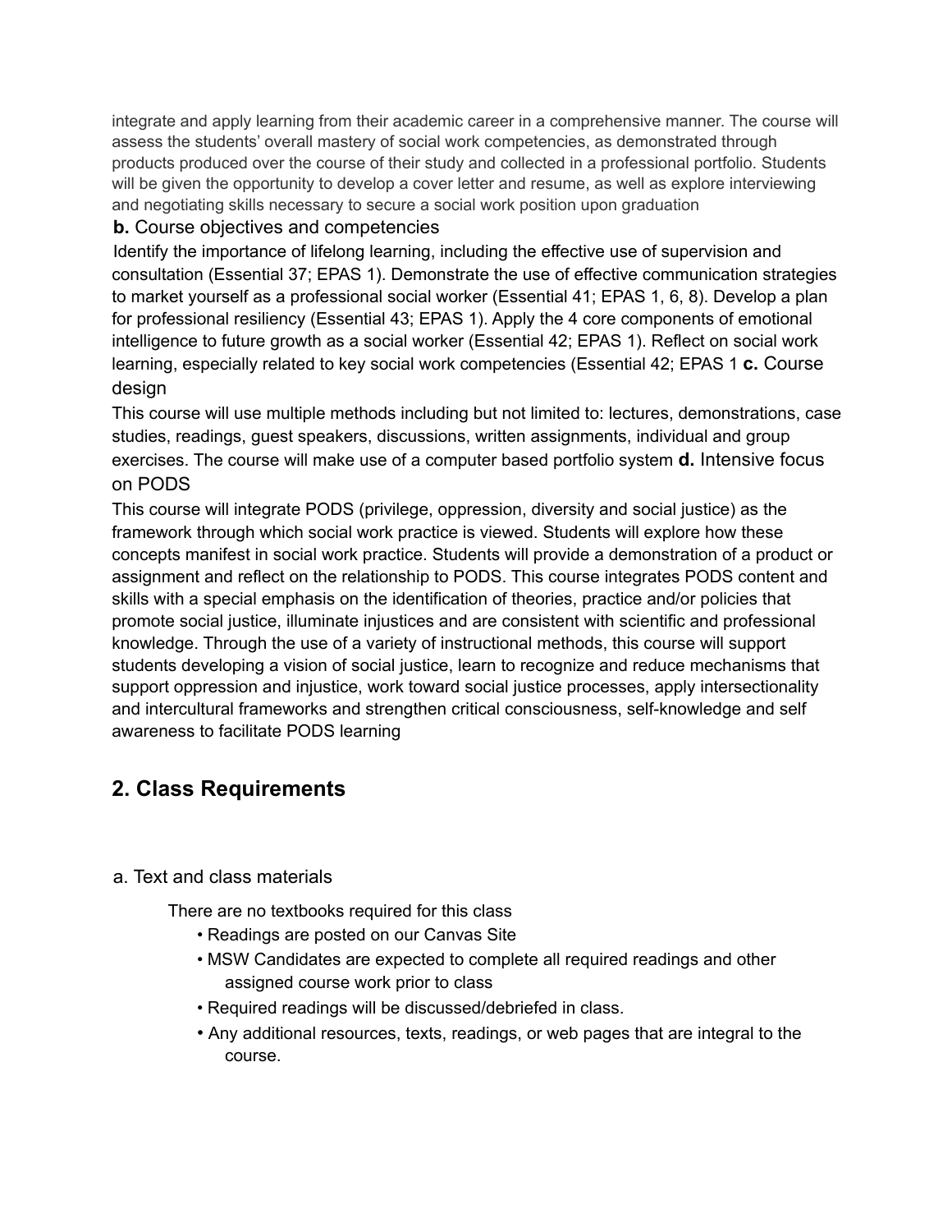integrate and apply learning from their academic career in a comprehensive manner. The course will assess the students' overall mastery of social work competencies, as demonstrated through products produced over the course of their study and collected in a professional portfolio. Students will be given the opportunity to develop a cover letter and resume, as well as explore interviewing and negotiating skills necessary to secure a social work position upon graduation

**b.** Course objectives and competencies

Identify the importance of lifelong learning, including the effective use of supervision and consultation (Essential 37; EPAS 1). Demonstrate the use of effective communication strategies to market yourself as a professional social worker (Essential 41; EPAS 1, 6, 8). Develop a plan for professional resiliency (Essential 43; EPAS 1). Apply the 4 core components of emotional intelligence to future growth as a social worker (Essential 42; EPAS 1). Reflect on social work learning, especially related to key social work competencies (Essential 42; EPAS 1 **c.** Course design

This course will use multiple methods including but not limited to: lectures, demonstrations, case studies, readings, guest speakers, discussions, written assignments, individual and group exercises. The course will make use of a computer based portfolio system **d.** Intensive focus on PODS

This course will integrate PODS (privilege, oppression, diversity and social justice) as the framework through which social work practice is viewed. Students will explore how these concepts manifest in social work practice. Students will provide a demonstration of a product or assignment and reflect on the relationship to PODS. This course integrates PODS content and skills with a special emphasis on the identification of theories, practice and/or policies that promote social justice, illuminate injustices and are consistent with scientific and professional knowledge. Through the use of a variety of instructional methods, this course will support students developing a vision of social justice, learn to recognize and reduce mechanisms that support oppression and injustice, work toward social justice processes, apply intersectionality and intercultural frameworks and strengthen critical consciousness, self-knowledge and self awareness to facilitate PODS learning

## 2. Class Requirements

a. Text and class materials

There are no textbooks required for this class

- Readings are posted on our Canvas Site
- MSW Candidates are expected to complete all required readings and other assigned course work prior to class
- Required readings will be discussed/debriefed in class.
- Any additional resources, texts, readings, or web pages that are integral to the course.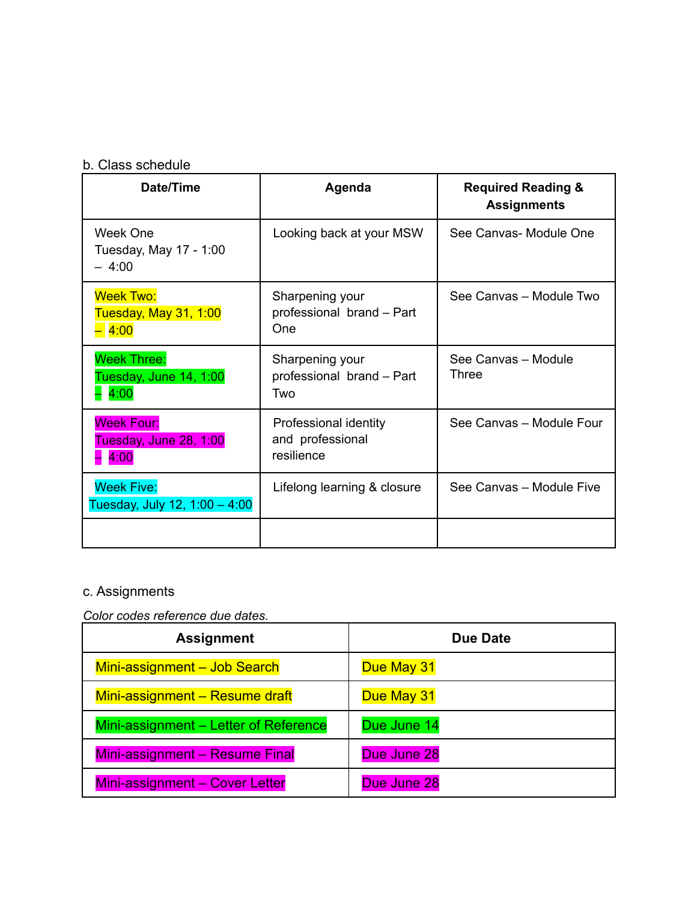b. Class schedule

| Date/Time | Agenda | Required Reading & Assignments |
|---|---|---|
| Week One<br>Tuesday, May 17 - 1:00 – 4:00 | Looking back at your MSW | See Canvas- Module One |
| Week Two:<br>Tuesday, May 31, 1:00 – 4:00 | Sharpening your professional brand – Part One | See Canvas – Module Two |
| Week Three:<br>Tuesday, June 14, 1:00 – 4:00 | Sharpening your professional brand – Part Two | See Canvas – Module Three |
| Week Four:<br>Tuesday, June 28, 1:00 – 4:00 | Professional identity and professional resilience | See Canvas – Module Four |
| Week Five:<br>Tuesday, July 12, 1:00 – 4:00 | Lifelong learning & closure | See Canvas – Module Five |
| | | |

c. Assignments

*Color codes reference due dates.*

| Assignment | Due Date |
|---|---|
| Mini-assignment – Job Search | Due May 31 |
| Mini-assignment – Resume draft | Due May 31 |
| Mini-assignment – Letter of Reference | Due June 14 |
| Mini-assignment – Resume Final | Due June 28 |
| Mini-assignment – Cover Letter | Due June 28 |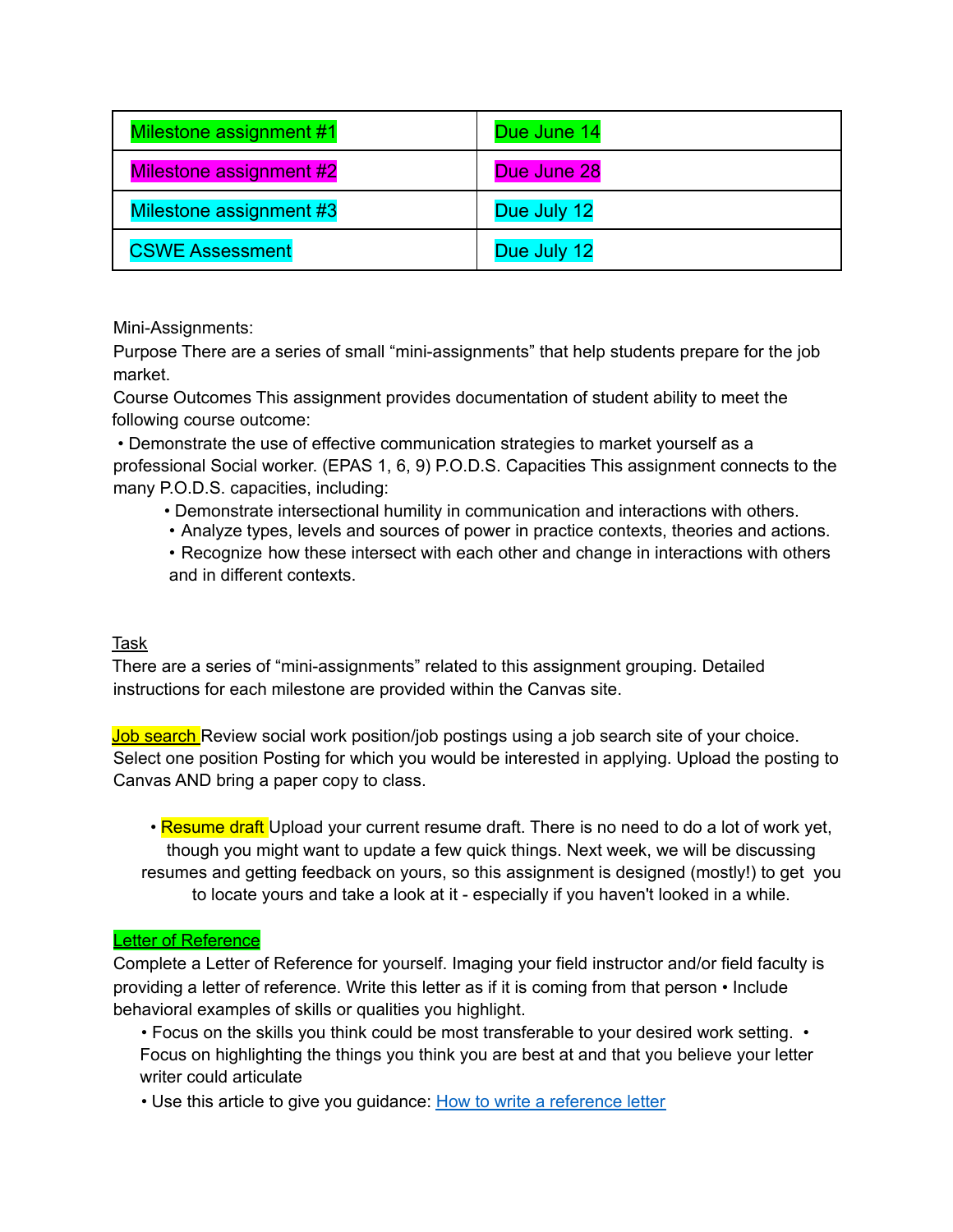| Milestone assignment #1 | Due June 14 |
|---|---|
| Milestone assignment #2 | Due June 28 |
| Milestone assignment #3 | Due July 12 |
| CSWE Assessment | Due July 12 |

Mini-Assignments:

Purpose There are a series of small "mini-assignments" that help students prepare for the job market.

Course Outcomes This assignment provides documentation of student ability to meet the following course outcome:

• Demonstrate the use of effective communication strategies to market yourself as a professional Social worker. (EPAS 1, 6, 9) P.O.D.S. Capacities This assignment connects to the many P.O.D.S. capacities, including:

- Demonstrate intersectional humility in communication and interactions with others.
- Analyze types, levels and sources of power in practice contexts, theories and actions.
- Recognize how these intersect with each other and change in interactions with others and in different contexts.

Task

There are a series of "mini-assignments" related to this assignment grouping. Detailed instructions for each milestone are provided within the Canvas site.

Job search Review social work position/job postings using a job search site of your choice. Select one position Posting for which you would be interested in applying. Upload the posting to Canvas AND bring a paper copy to class.

- Resume draft Upload your current resume draft. There is no need to do a lot of work yet, though you might want to update a few quick things. Next week, we will be discussing resumes and getting feedback on yours, so this assignment is designed (mostly!) to get you to locate yours and take a look at it - especially if you haven't looked in a while.

Letter of Reference

Complete a Letter of Reference for yourself. Imaging your field instructor and/or field faculty is providing a letter of reference. Write this letter as if it is coming from that person • Include behavioral examples of skills or qualities you highlight.

- Focus on the skills you think could be most transferable to your desired work setting. • Focus on highlighting the things you think you are best at and that you believe your letter writer could articulate
- Use this article to give you guidance: [How to write a reference letter]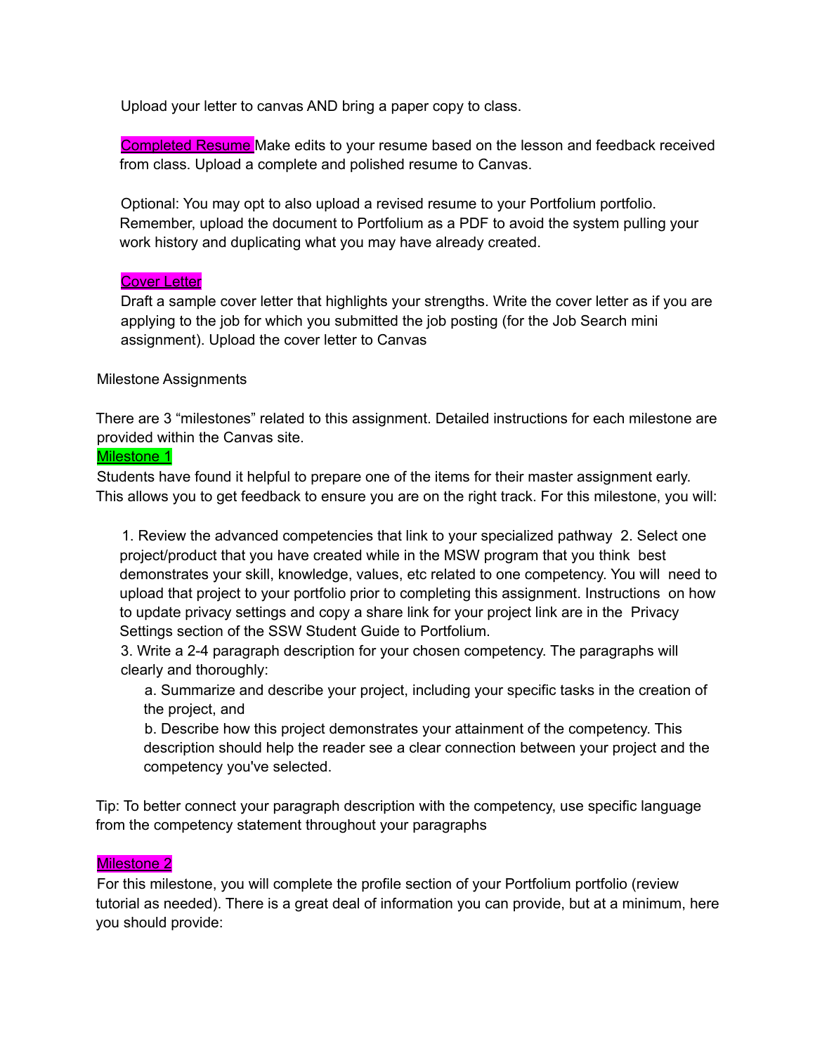Upload your letter to canvas AND bring a paper copy to class.

Completed Resume Make edits to your resume based on the lesson and feedback received from class. Upload a complete and polished resume to Canvas.

Optional: You may opt to also upload a revised resume to your Portfolium portfolio. Remember, upload the document to Portfolium as a PDF to avoid the system pulling your work history and duplicating what you may have already created.

Cover Letter

Draft a sample cover letter that highlights your strengths. Write the cover letter as if you are applying to the job for which you submitted the job posting (for the Job Search mini assignment). Upload the cover letter to Canvas

Milestone Assignments

There are 3 "milestones" related to this assignment. Detailed instructions for each milestone are provided within the Canvas site.

Milestone 1

Students have found it helpful to prepare one of the items for their master assignment early. This allows you to get feedback to ensure you are on the right track. For this milestone, you will:

1. Review the advanced competencies that link to your specialized pathway 2. Select one project/product that you have created while in the MSW program that you think best demonstrates your skill, knowledge, values, etc related to one competency. You will need to upload that project to your portfolio prior to completing this assignment. Instructions on how to update privacy settings and copy a share link for your project link are in the Privacy Settings section of the SSW Student Guide to Portfolium.
3. Write a 2-4 paragraph description for your chosen competency. The paragraphs will clearly and thoroughly:
   a. Summarize and describe your project, including your specific tasks in the creation of the project, and
   b. Describe how this project demonstrates your attainment of the competency. This description should help the reader see a clear connection between your project and the competency you've selected.

Tip: To better connect your paragraph description with the competency, use specific language from the competency statement throughout your paragraphs

Milestone 2

For this milestone, you will complete the profile section of your Portfolium portfolio (review tutorial as needed). There is a great deal of information you can provide, but at a minimum, here you should provide: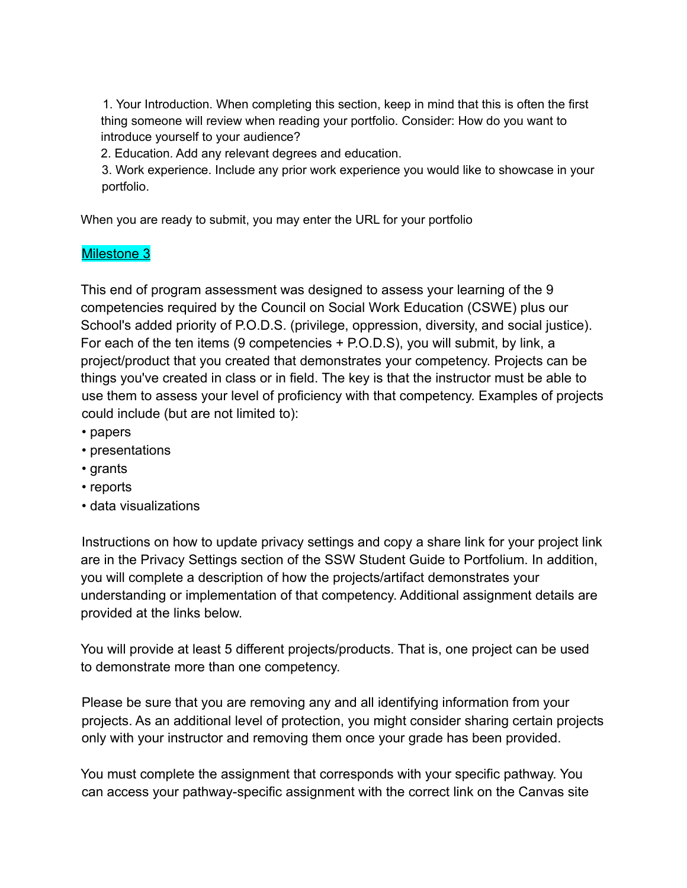1. Your Introduction. When completing this section, keep in mind that this is often the first thing someone will review when reading your portfolio. Consider: How do you want to introduce yourself to your audience?
2. Education. Add any relevant degrees and education.
3. Work experience. Include any prior work experience you would like to showcase in your portfolio.

When you are ready to submit, you may enter the URL for your portfolio

Milestone 3

This end of program assessment was designed to assess your learning of the 9 competencies required by the Council on Social Work Education (CSWE) plus our School's added priority of P.O.D.S. (privilege, oppression, diversity, and social justice). For each of the ten items (9 competencies + P.O.D.S), you will submit, by link, a project/product that you created that demonstrates your competency. Projects can be things you've created in class or in field. The key is that the instructor must be able to use them to assess your level of proficiency with that competency. Examples of projects could include (but are not limited to):

- papers
- presentations
- grants
- reports
- data visualizations

Instructions on how to update privacy settings and copy a share link for your project link are in the Privacy Settings section of the SSW Student Guide to Portfolium. In addition, you will complete a description of how the projects/artifact demonstrates your understanding or implementation of that competency. Additional assignment details are provided at the links below.

You will provide at least 5 different projects/products. That is, one project can be used to demonstrate more than one competency.

Please be sure that you are removing any and all identifying information from your projects. As an additional level of protection, you might consider sharing certain projects only with your instructor and removing them once your grade has been provided.

You must complete the assignment that corresponds with your specific pathway. You can access your pathway-specific assignment with the correct link on the Canvas site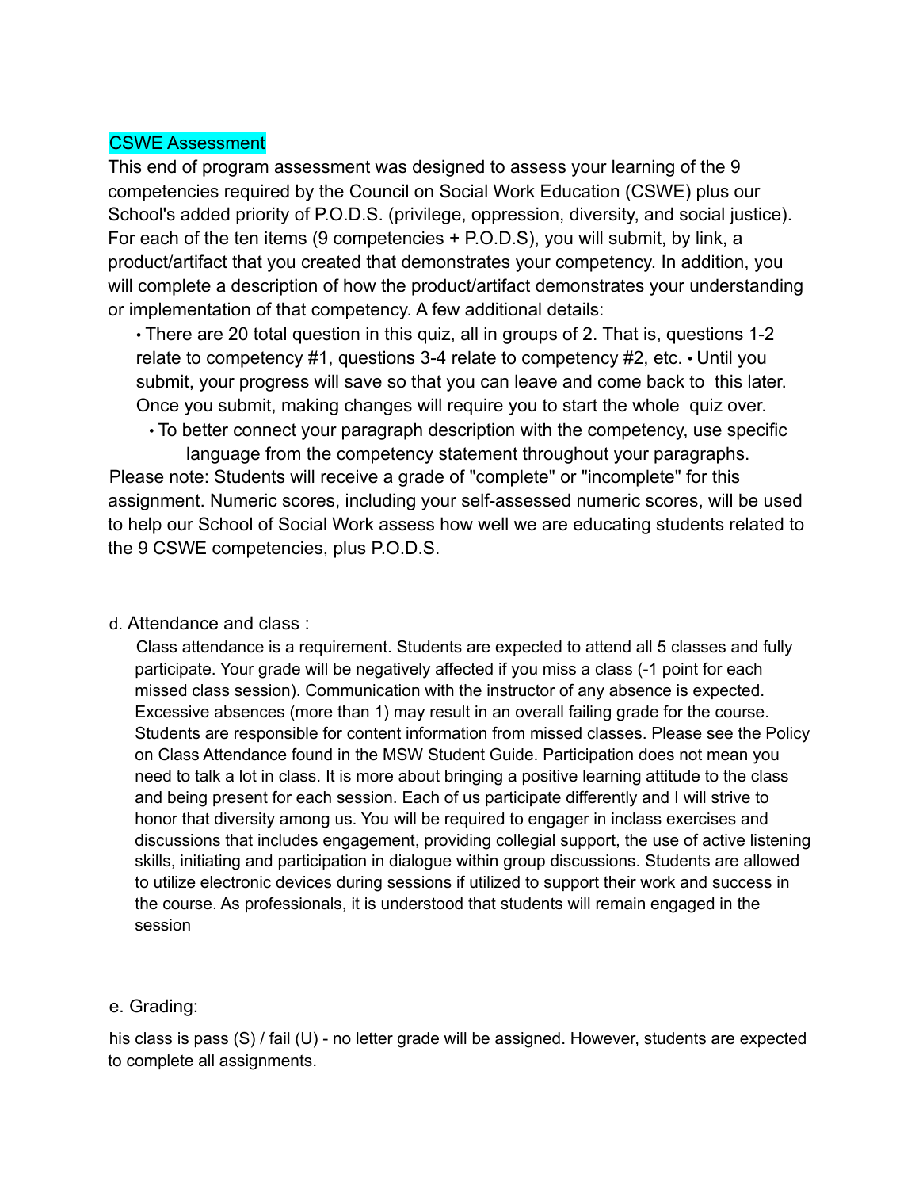CSWE Assessment

This end of program assessment was designed to assess your learning of the 9 competencies required by the Council on Social Work Education (CSWE) plus our School's added priority of P.O.D.S. (privilege, oppression, diversity, and social justice). For each of the ten items (9 competencies + P.O.D.S), you will submit, by link, a product/artifact that you created that demonstrates your competency. In addition, you will complete a description of how the product/artifact demonstrates your understanding or implementation of that competency. A few additional details:

- There are 20 total question in this quiz, all in groups of 2. That is, questions 1-2 relate to competency #1, questions 3-4 relate to competency #2, etc.
- Until you submit, your progress will save so that you can leave and come back to this later. Once you submit, making changes will require you to start the whole quiz over.
- To better connect your paragraph description with the competency, use specific language from the competency statement throughout your paragraphs.

Please note: Students will receive a grade of "complete" or "incomplete" for this assignment. Numeric scores, including your self-assessed numeric scores, will be used to help our School of Social Work assess how well we are educating students related to the 9 CSWE competencies, plus P.O.D.S.

d. Attendance and class :

Class attendance is a requirement. Students are expected to attend all 5 classes and fully participate. Your grade will be negatively affected if you miss a class (-1 point for each missed class session). Communication with the instructor of any absence is expected. Excessive absences (more than 1) may result in an overall failing grade for the course. Students are responsible for content information from missed classes. Please see the Policy on Class Attendance found in the MSW Student Guide. Participation does not mean you need to talk a lot in class. It is more about bringing a positive learning attitude to the class and being present for each session. Each of us participate differently and I will strive to honor that diversity among us. You will be required to engager in inclass exercises and discussions that includes engagement, providing collegial support, the use of active listening skills, initiating and participation in dialogue within group discussions. Students are allowed to utilize electronic devices during sessions if utilized to support their work and success in the course. As professionals, it is understood that students will remain engaged in the session

e. Grading:

his class is pass (S) / fail (U) - no letter grade will be assigned. However, students are expected to complete all assignments.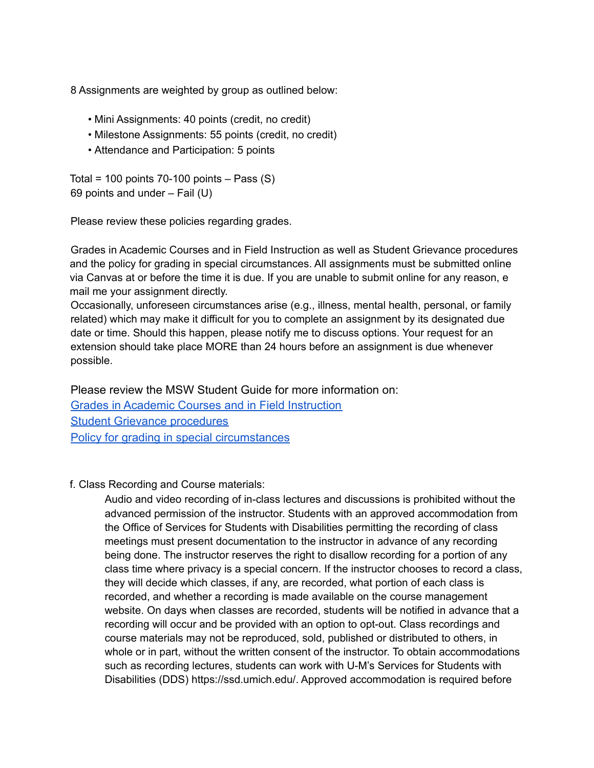8 Assignments are weighted by group as outlined below:

- Mini Assignments: 40 points (credit, no credit)
- Milestone Assignments: 55 points (credit, no credit)
- Attendance and Participation: 5 points

Total = 100 points 70-100 points – Pass (S)
69 points and under – Fail (U)

Please review these policies regarding grades.

Grades in Academic Courses and in Field Instruction as well as Student Grievance procedures and the policy for grading in special circumstances. All assignments must be submitted online via Canvas at or before the time it is due. If you are unable to submit online for any reason, e mail me your assignment directly.
Occasionally, unforeseen circumstances arise (e.g., illness, mental health, personal, or family related) which may make it difficult for you to complete an assignment by its designated due date or time. Should this happen, please notify me to discuss options. Your request for an extension should take place MORE than 24 hours before an assignment is due whenever possible.

Please review the MSW Student Guide for more information on:
[Grades in Academic Courses and in Field Instruction]
[Student Grievance procedures]
[Policy for grading in special circumstances]

f. Class Recording and Course materials:

Audio and video recording of in-class lectures and discussions is prohibited without the advanced permission of the instructor. Students with an approved accommodation from the Office of Services for Students with Disabilities permitting the recording of class meetings must present documentation to the instructor in advance of any recording being done. The instructor reserves the right to disallow recording for a portion of any class time where privacy is a special concern. If the instructor chooses to record a class, they will decide which classes, if any, are recorded, what portion of each class is recorded, and whether a recording is made available on the course management website. On days when classes are recorded, students will be notified in advance that a recording will occur and be provided with an option to opt-out. Class recordings and course materials may not be reproduced, sold, published or distributed to others, in whole or in part, without the written consent of the instructor. To obtain accommodations such as recording lectures, students can work with U-M's Services for Students with Disabilities (DDS) https://ssd.umich.edu/. Approved accommodation is required before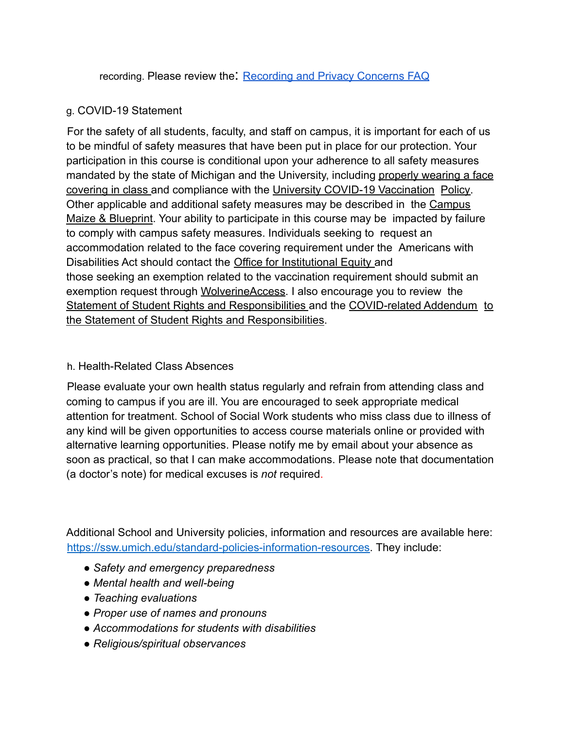recording. Please review the: [Recording and Privacy Concerns FAQ](#)

g. COVID-19 Statement

For the safety of all students, faculty, and staff on campus, it is important for each of us to be mindful of safety measures that have been put in place for our protection. Your participation in this course is conditional upon your adherence to all safety measures mandated by the state of Michigan and the University, including properly wearing a face covering in class and compliance with the University COVID-19 Vaccination Policy. Other applicable and additional safety measures may be described in the Campus Maize & Blueprint. Your ability to participate in this course may be impacted by failure to comply with campus safety measures. Individuals seeking to request an accommodation related to the face covering requirement under the Americans with Disabilities Act should contact the Office for Institutional Equity and those seeking an exemption related to the vaccination requirement should submit an exemption request through WolverineAccess. I also encourage you to review the Statement of Student Rights and Responsibilities and the COVID-related Addendum to the Statement of Student Rights and Responsibilities.

h. Health-Related Class Absences

Please evaluate your own health status regularly and refrain from attending class and coming to campus if you are ill. You are encouraged to seek appropriate medical attention for treatment. School of Social Work students who miss class due to illness of any kind will be given opportunities to access course materials online or provided with alternative learning opportunities. Please notify me by email about your absence as soon as practical, so that I can make accommodations. Please note that documentation (a doctor's note) for medical excuses is *not* required.

Additional School and University policies, information and resources are available here: https://ssw.umich.edu/standard-policies-information-resources. They include:

- *Safety and emergency preparedness*
- *Mental health and well-being*
- *Teaching evaluations*
- *Proper use of names and pronouns*
- *Accommodations for students with disabilities*
- *Religious/spiritual observances*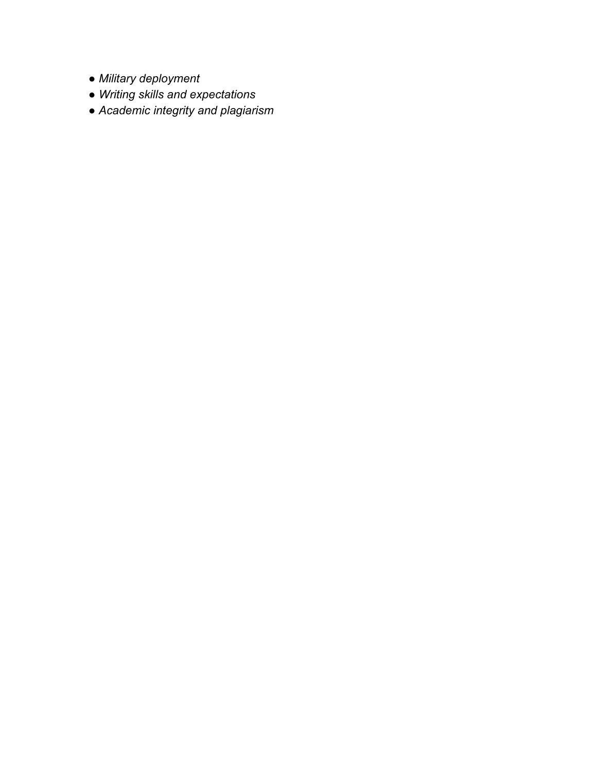- *Military deployment*
- *Writing skills and expectations*
- *Academic integrity and plagiarism*